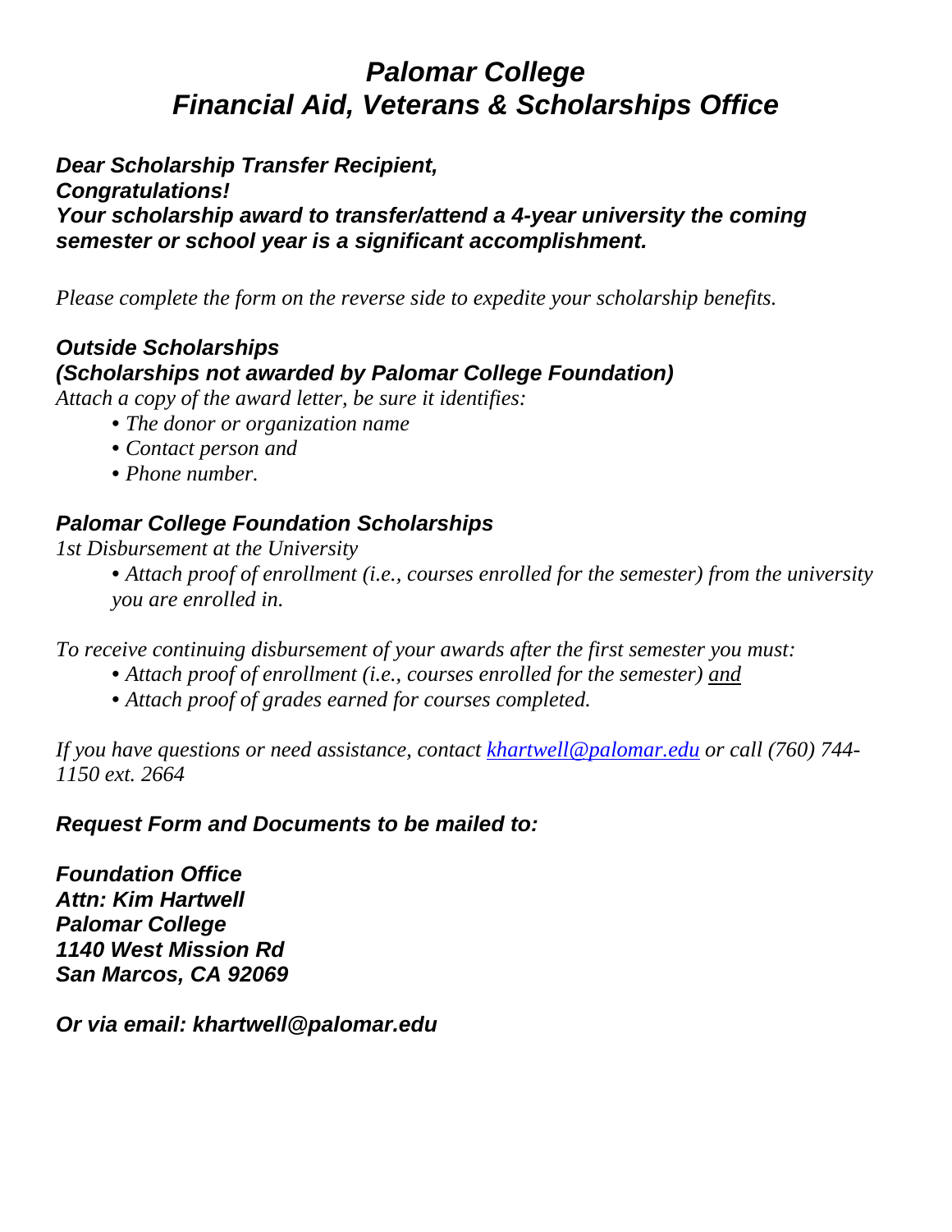# *Palomar College*
# *Financial Aid, Veterans & Scholarships Office*

***Dear Scholarship Transfer Recipient,***
***Congratulations!***
***Your scholarship award to transfer/attend a 4-year university the coming semester or school year is a significant accomplishment.***

*Please complete the form on the reverse side to expedite your scholarship benefits.*

### *Outside Scholarships*
### *(Scholarships not awarded by Palomar College Foundation)*

*Attach a copy of the award letter, be sure it identifies:*

- *The donor or organization name*
- *Contact person and*
- *Phone number.*

### *Palomar College Foundation Scholarships*

*1st Disbursement at the University*

- *Attach proof of enrollment (i.e., courses enrolled for the semester) from the university you are enrolled in.*

*To receive continuing disbursement of your awards after the first semester you must:*

- *Attach proof of enrollment (i.e., courses enrolled for the semester) and*
- *Attach proof of grades earned for courses completed.*

*If you have questions or need assistance, contact khartwell@palomar.edu or call (760) 744-1150 ext. 2664*

***Request Form and Documents to be mailed to:***

***Foundation Office***
***Attn: Kim Hartwell***
***Palomar College***
***1140 West Mission Rd***
***San Marcos, CA 92069***

***Or via email: khartwell@palomar.edu***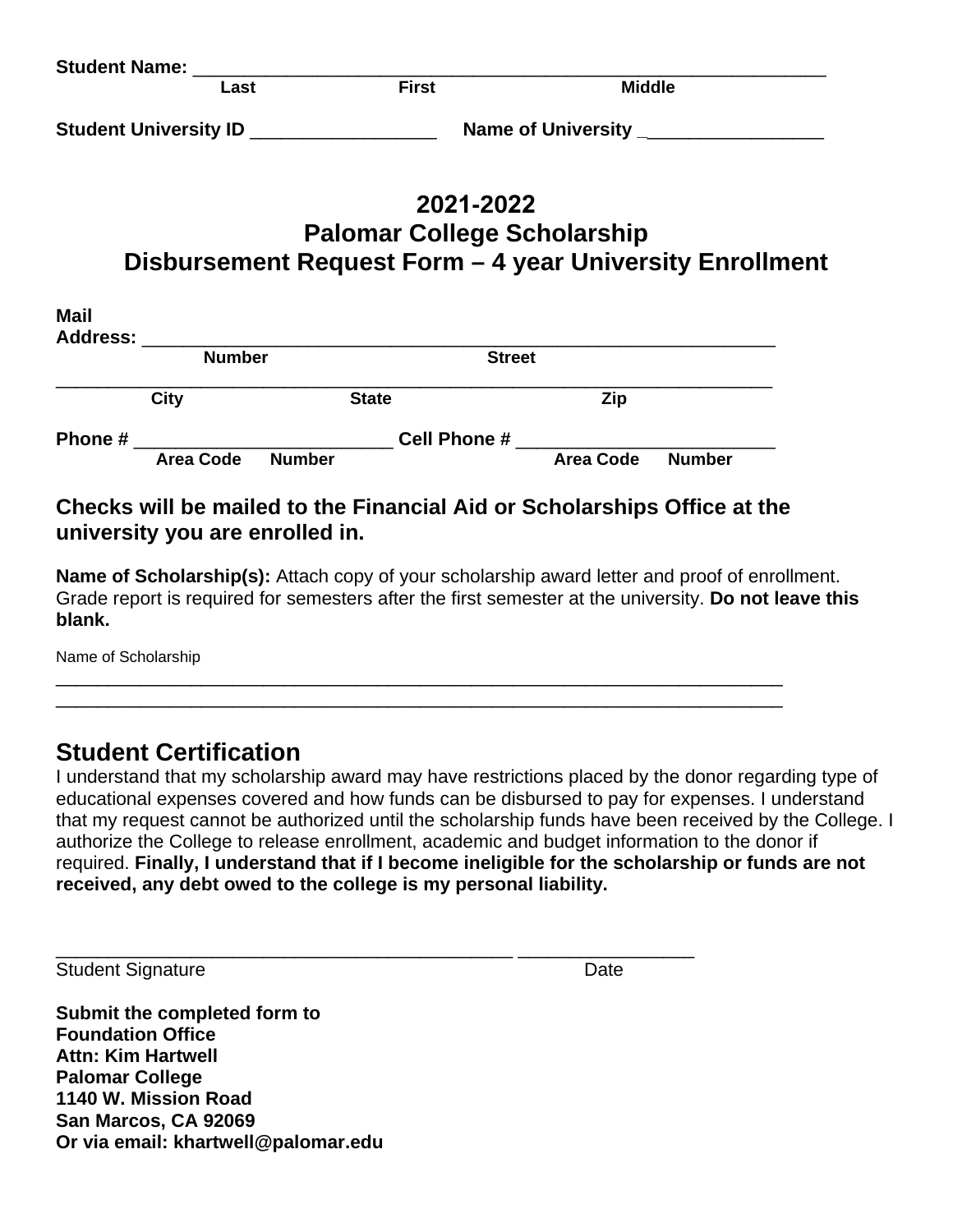**Student Name:** ______________________________________________________________

**Last** **First** **Middle**

**Student University ID** __________________ **Name of University** __________________

# 2021-2022
# Palomar College Scholarship
# Disbursement Request Form – 4 year University Enrollment

**Mail Address:** ______________________________________________________________

**Number** **Street**

______________________________________________________________

**City** **State** **Zip**

**Phone #** _________________________ **Cell Phone #** _________________________

**Area Code** **Number** **Area Code** **Number**

### Checks will be mailed to the Financial Aid or Scholarships Office at the university you are enrolled in.

**Name of Scholarship(s):** Attach copy of your scholarship award letter and proof of enrollment. Grade report is required for semesters after the first semester at the university. **Do not leave this blank.**

Name of Scholarship

______________________________________________________________

______________________________________________________________

## Student Certification

I understand that my scholarship award may have restrictions placed by the donor regarding type of educational expenses covered and how funds can be disbursed to pay for expenses. I understand that my request cannot be authorized until the scholarship funds have been received by the College. I authorize the College to release enrollment, academic and budget information to the donor if required. **Finally, I understand that if I become ineligible for the scholarship or funds are not received, any debt owed to the college is my personal liability.**

_____________________________________________ _________________

Student Signature Date

**Submit the completed form to**
**Foundation Office**
**Attn: Kim Hartwell**
**Palomar College**
**1140 W. Mission Road**
**San Marcos, CA 92069**
**Or via email: khartwell@palomar.edu**